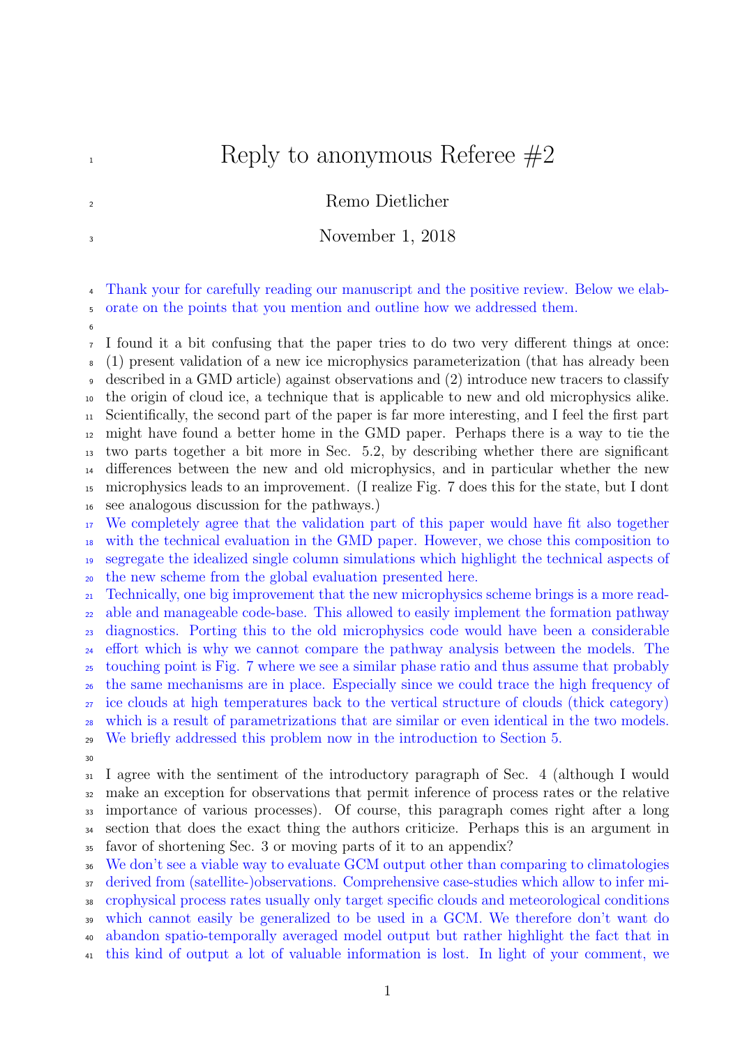# Reply to anonymous Referee #2

Remo Dietlicher

November 1, 2018

Thank your for carefully reading our manuscript and the positive review. Below we elaborate on the points that you mention and outline how we addressed them.

I found it a bit confusing that the paper tries to do two very different things at once: (1) present validation of a new ice microphysics parameterization (that has already been described in a GMD article) against observations and (2) introduce new tracers to classify the origin of cloud ice, a technique that is applicable to new and old microphysics alike. Scientifically, the second part of the paper is far more interesting, and I feel the first part might have found a better home in the GMD paper. Perhaps there is a way to tie the two parts together a bit more in Sec. 5.2, by describing whether there are significant differences between the new and old microphysics, and in particular whether the new microphysics leads to an improvement. (I realize Fig. 7 does this for the state, but I dont see analogous discussion for the pathways.)

We completely agree that the validation part of this paper would have fit also together with the technical evaluation in the GMD paper. However, we chose this composition to segregate the idealized single column simulations which highlight the technical aspects of the new scheme from the global evaluation presented here.

Technically, one big improvement that the new microphysics scheme brings is a more readable and manageable code-base. This allowed to easily implement the formation pathway diagnostics. Porting this to the old microphysics code would have been a considerable effort which is why we cannot compare the pathway analysis between the models. The touching point is Fig. 7 where we see a similar phase ratio and thus assume that probably the same mechanisms are in place. Especially since we could trace the high frequency of ice clouds at high temperatures back to the vertical structure of clouds (thick category) which is a result of parametrizations that are similar or even identical in the two models. We briefly addressed this problem now in the introduction to Section 5.

I agree with the sentiment of the introductory paragraph of Sec. 4 (although I would make an exception for observations that permit inference of process rates or the relative importance of various processes). Of course, this paragraph comes right after a long section that does the exact thing the authors criticize. Perhaps this is an argument in favor of shortening Sec. 3 or moving parts of it to an appendix?

We don't see a viable way to evaluate GCM output other than comparing to climatologies derived from (satellite-)observations. Comprehensive case-studies which allow to infer microphysical process rates usually only target specific clouds and meteorological conditions which cannot easily be generalized to be used in a GCM. We therefore don't want do abandon spatio-temporally averaged model output but rather highlight the fact that in this kind of output a lot of valuable information is lost. In light of your comment, we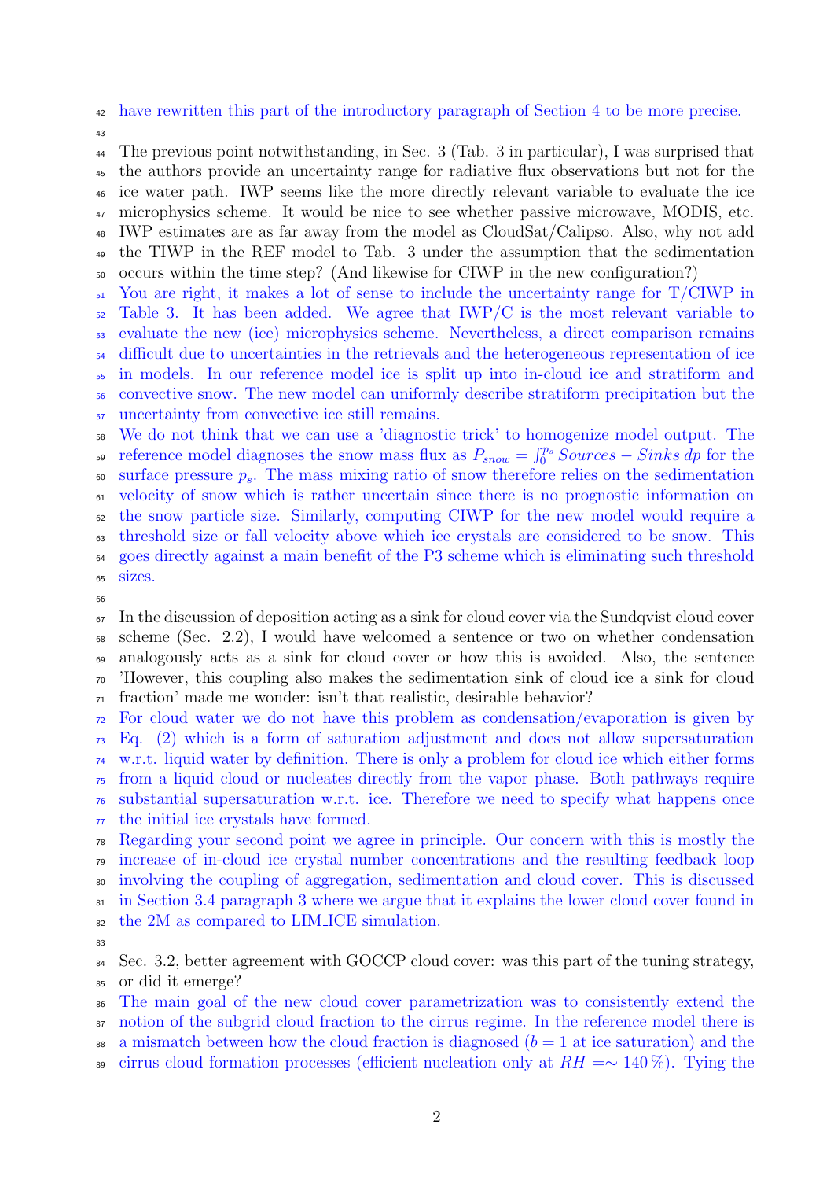have rewritten this part of the introductory paragraph of Section 4 to be more precise.

The previous point notwithstanding, in Sec. 3 (Tab. 3 in particular), I was surprised that the authors provide an uncertainty range for radiative flux observations but not for the ice water path. IWP seems like the more directly relevant variable to evaluate the ice microphysics scheme. It would be nice to see whether passive microwave, MODIS, etc. IWP estimates are as far away from the model as CloudSat/Calipso. Also, why not add the TIWP in the REF model to Tab. 3 under the assumption that the sedimentation occurs within the time step? (And likewise for CIWP in the new configuration?)

You are right, it makes a lot of sense to include the uncertainty range for T/CIWP in Table 3. It has been added. We agree that IWP/C is the most relevant variable to evaluate the new (ice) microphysics scheme. Nevertheless, a direct comparison remains difficult due to uncertainties in the retrievals and the heterogeneous representation of ice in models. In our reference model ice is split up into in-cloud ice and stratiform and convective snow. The new model can uniformly describe stratiform precipitation but the uncertainty from convective ice still remains.

We do not think that we can use a 'diagnostic trick' to homogenize model output. The reference model diagnoses the snow mass flux as $P_{snow} = \int_0^{p_s} Sources - Sinks\, dp$ for the surface pressure $p_s$. The mass mixing ratio of snow therefore relies on the sedimentation velocity of snow which is rather uncertain since there is no prognostic information on the snow particle size. Similarly, computing CIWP for the new model would require a threshold size or fall velocity above which ice crystals are considered to be snow. This goes directly against a main benefit of the P3 scheme which is eliminating such threshold sizes.

In the discussion of deposition acting as a sink for cloud cover via the Sundqvist cloud cover scheme (Sec. 2.2), I would have welcomed a sentence or two on whether condensation analogously acts as a sink for cloud cover or how this is avoided. Also, the sentence 'However, this coupling also makes the sedimentation sink of cloud ice a sink for cloud fraction' made me wonder: isn't that realistic, desirable behavior?

For cloud water we do not have this problem as condensation/evaporation is given by Eq. (2) which is a form of saturation adjustment and does not allow supersaturation w.r.t. liquid water by definition. There is only a problem for cloud ice which either forms from a liquid cloud or nucleates directly from the vapor phase. Both pathways require substantial supersaturation w.r.t. ice. Therefore we need to specify what happens once the initial ice crystals have formed.

Regarding your second point we agree in principle. Our concern with this is mostly the increase of in-cloud ice crystal number concentrations and the resulting feedback loop involving the coupling of aggregation, sedimentation and cloud cover. This is discussed in Section 3.4 paragraph 3 where we argue that it explains the lower cloud cover found in the 2M as compared to LIM_ICE simulation.

Sec. 3.2, better agreement with GOCCP cloud cover: was this part of the tuning strategy, or did it emerge?

The main goal of the new cloud cover parametrization was to consistently extend the notion of the subgrid cloud fraction to the cirrus regime. In the reference model there is a mismatch between how the cloud fraction is diagnosed ($b = 1$ at ice saturation) and the cirrus cloud formation processes (efficient nucleation only at $RH =\sim 140\,\%$). Tying the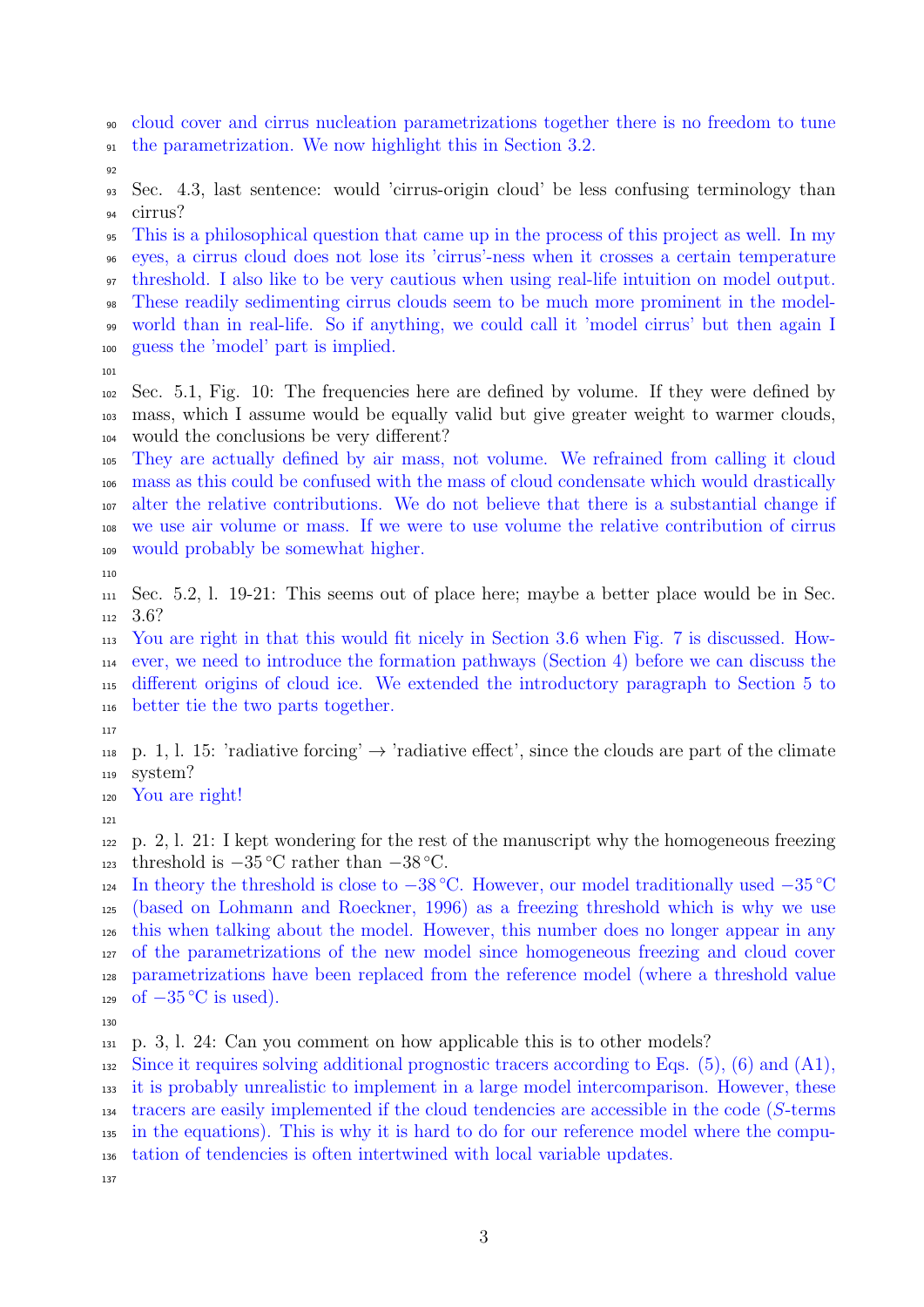cloud cover and cirrus nucleation parametrizations together there is no freedom to tune the parametrization. We now highlight this in Section 3.2.

Sec. 4.3, last sentence: would 'cirrus-origin cloud' be less confusing terminology than cirrus?

This is a philosophical question that came up in the process of this project as well. In my eyes, a cirrus cloud does not lose its 'cirrus'-ness when it crosses a certain temperature threshold. I also like to be very cautious when using real-life intuition on model output. These readily sedimenting cirrus clouds seem to be much more prominent in the model-world than in real-life. So if anything, we could call it 'model cirrus' but then again I guess the 'model' part is implied.

Sec. 5.1, Fig. 10: The frequencies here are defined by volume. If they were defined by mass, which I assume would be equally valid but give greater weight to warmer clouds, would the conclusions be very different?

They are actually defined by air mass, not volume. We refrained from calling it cloud mass as this could be confused with the mass of cloud condensate which would drastically alter the relative contributions. We do not believe that there is a substantial change if we use air volume or mass. If we were to use volume the relative contribution of cirrus would probably be somewhat higher.

Sec. 5.2, l. 19-21: This seems out of place here; maybe a better place would be in Sec. 3.6?

You are right in that this would fit nicely in Section 3.6 when Fig. 7 is discussed. However, we need to introduce the formation pathways (Section 4) before we can discuss the different origins of cloud ice. We extended the introductory paragraph to Section 5 to better tie the two parts together.

p. 1, l. 15: 'radiative forcing' → 'radiative effect', since the clouds are part of the climate system?

You are right!

p. 2, l. 21: I kept wondering for the rest of the manuscript why the homogeneous freezing threshold is $-35\,°\mathrm{C}$ rather than $-38\,°\mathrm{C}$.

In theory the threshold is close to $-38\,°\mathrm{C}$. However, our model traditionally used $-35\,°\mathrm{C}$ (based on Lohmann and Roeckner, 1996) as a freezing threshold which is why we use this when talking about the model. However, this number does no longer appear in any of the parametrizations of the new model since homogeneous freezing and cloud cover parametrizations have been replaced from the reference model (where a threshold value of $-35\,°\mathrm{C}$ is used).

p. 3, l. 24: Can you comment on how applicable this is to other models?

Since it requires solving additional prognostic tracers according to Eqs. (5), (6) and (A1), it is probably unrealistic to implement in a large model intercomparison. However, these tracers are easily implemented if the cloud tendencies are accessible in the code ($S$-terms in the equations). This is why it is hard to do for our reference model where the computation of tendencies is often intertwined with local variable updates.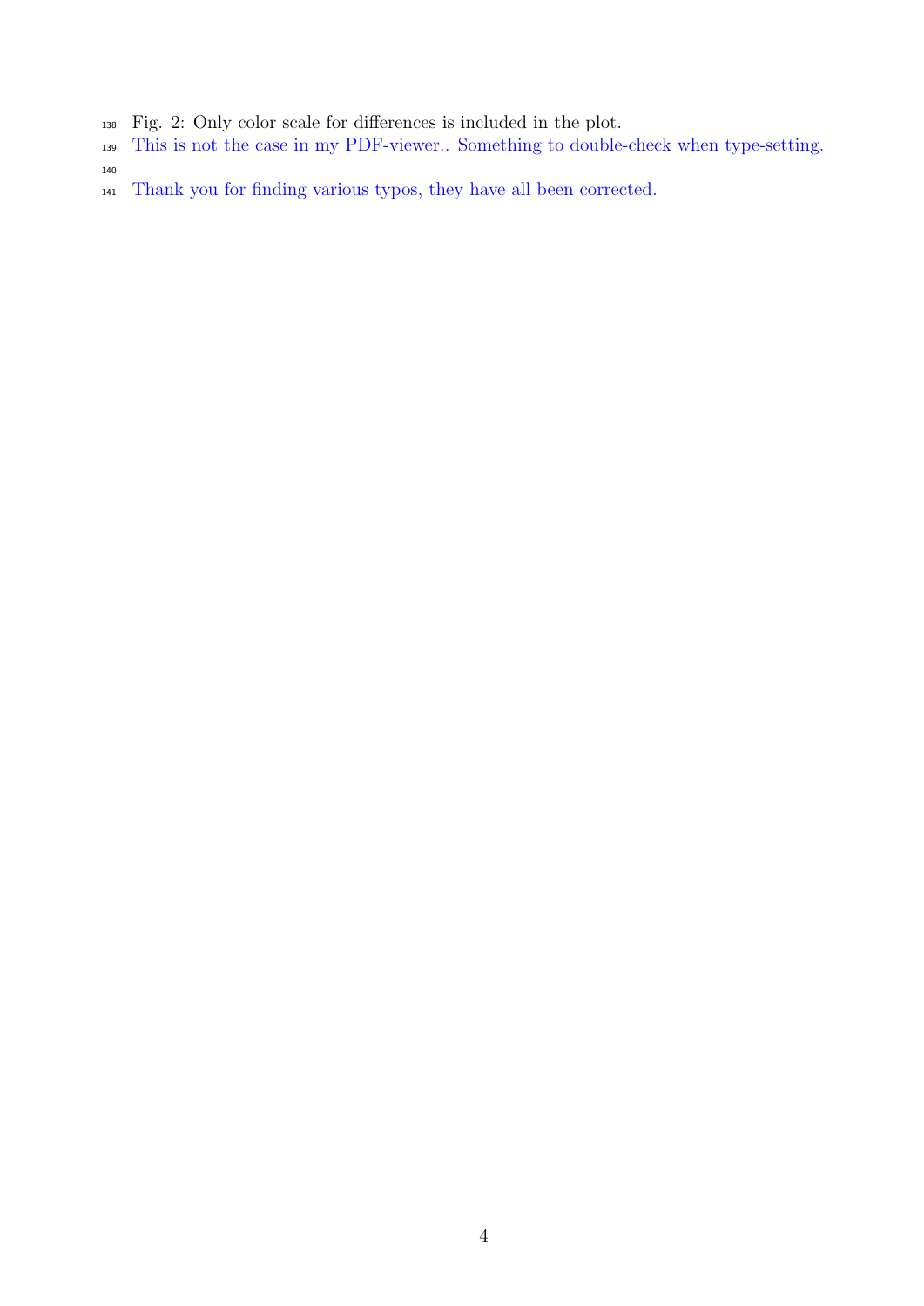Fig. 2: Only color scale for differences is included in the plot.

This is not the case in my PDF-viewer.. Something to double-check when type-setting.

Thank you for finding various typos, they have all been corrected.